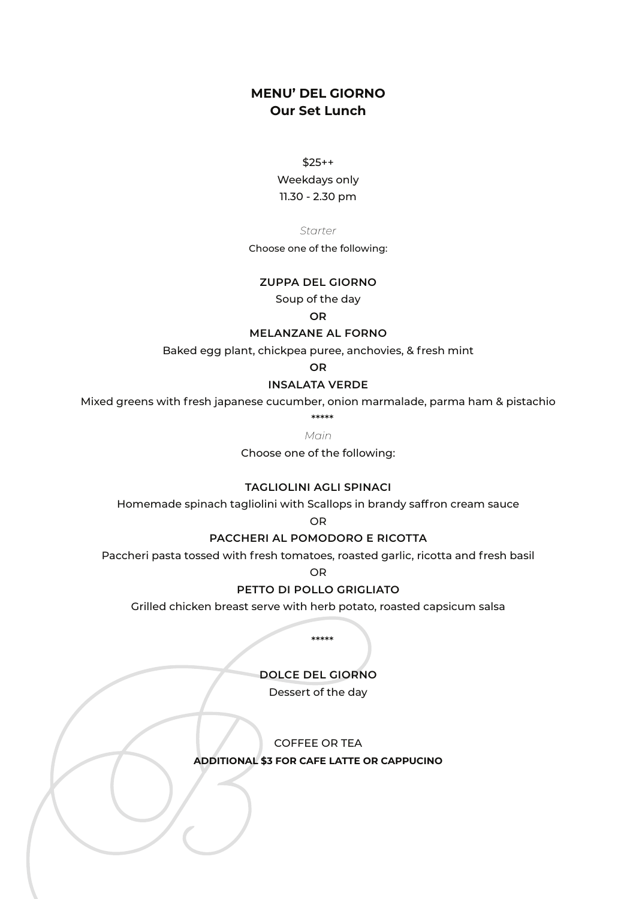# MENU' DEL GIORNO
## Our Set Lunch

$25++

Weekdays only

11.30 - 2.30 pm

*Starter*

Choose one of the following:

**ZUPPA DEL GIORNO**

Soup of the day

**OR**

**MELANZANE AL FORNO**

Baked egg plant, chickpea puree, anchovies, & fresh mint

**OR**

**INSALATA VERDE**

Mixed greens with fresh japanese cucumber, onion marmalade, parma ham & pistachio

*****

*Main*

Choose one of the following:

**TAGLIOLINI AGLI SPINACI**

Homemade spinach tagliolini with Scallops in brandy saffron cream sauce

OR

**PACCHERI AL POMODORO E RICOTTA**

Paccheri pasta tossed with fresh tomatoes, roasted garlic, ricotta and fresh basil

OR

**PETTO DI POLLO GRIGLIATO**

Grilled chicken breast serve with herb potato, roasted capsicum salsa

*****

**DOLCE DEL GIORNO**

Dessert of the day

COFFEE OR TEA

**ADDITIONAL $3 FOR CAFE LATTE OR CAPPUCINO**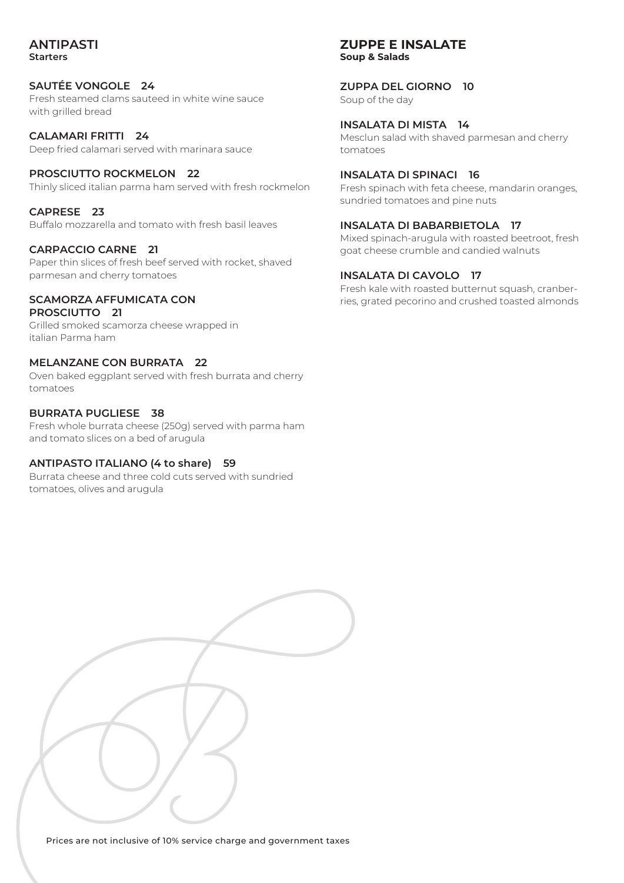## ANTIPASTI
**Starters**

**SAUTÉE VONGOLE 24**
Fresh steamed clams sauteed in white wine sauce with grilled bread

**CALAMARI FRITTI 24**
Deep fried calamari served with marinara sauce

**PROSCIUTTO ROCKMELON 22**
Thinly sliced italian parma ham served with fresh rockmelon

**CAPRESE 23**
Buffalo mozzarella and tomato with fresh basil leaves

**CARPACCIO CARNE 21**
Paper thin slices of fresh beef served with rocket, shaved parmesan and cherry tomatoes

**SCAMORZA AFFUMICATA CON PROSCIUTTO 21**
Grilled smoked scamorza cheese wrapped in italian Parma ham

**MELANZANE CON BURRATA 22**
Oven baked eggplant served with fresh burrata and cherry tomatoes

**BURRATA PUGLIESE 38**
Fresh whole burrata cheese (250g) served with parma ham and tomato slices on a bed of arugula

**ANTIPASTO ITALIANO (4 to share) 59**
Burrata cheese and three cold cuts served with sundried tomatoes, olives and arugula

## ZUPPE E INSALATE
**Soup & Salads**

**ZUPPA DEL GIORNO 10**
Soup of the day

**INSALATA DI MISTA 14**
Mesclun salad with shaved parmesan and cherry tomatoes

**INSALATA DI SPINACI 16**
Fresh spinach with feta cheese, mandarin oranges, sundried tomatoes and pine nuts

**INSALATA DI BABARBIETOLA 17**
Mixed spinach-arugula with roasted beetroot, fresh goat cheese crumble and candied walnuts

**INSALATA DI CAVOLO 17**
Fresh kale with roasted butternut squash, cranberries, grated pecorino and crushed toasted almonds

Prices are not inclusive of 10% service charge and government taxes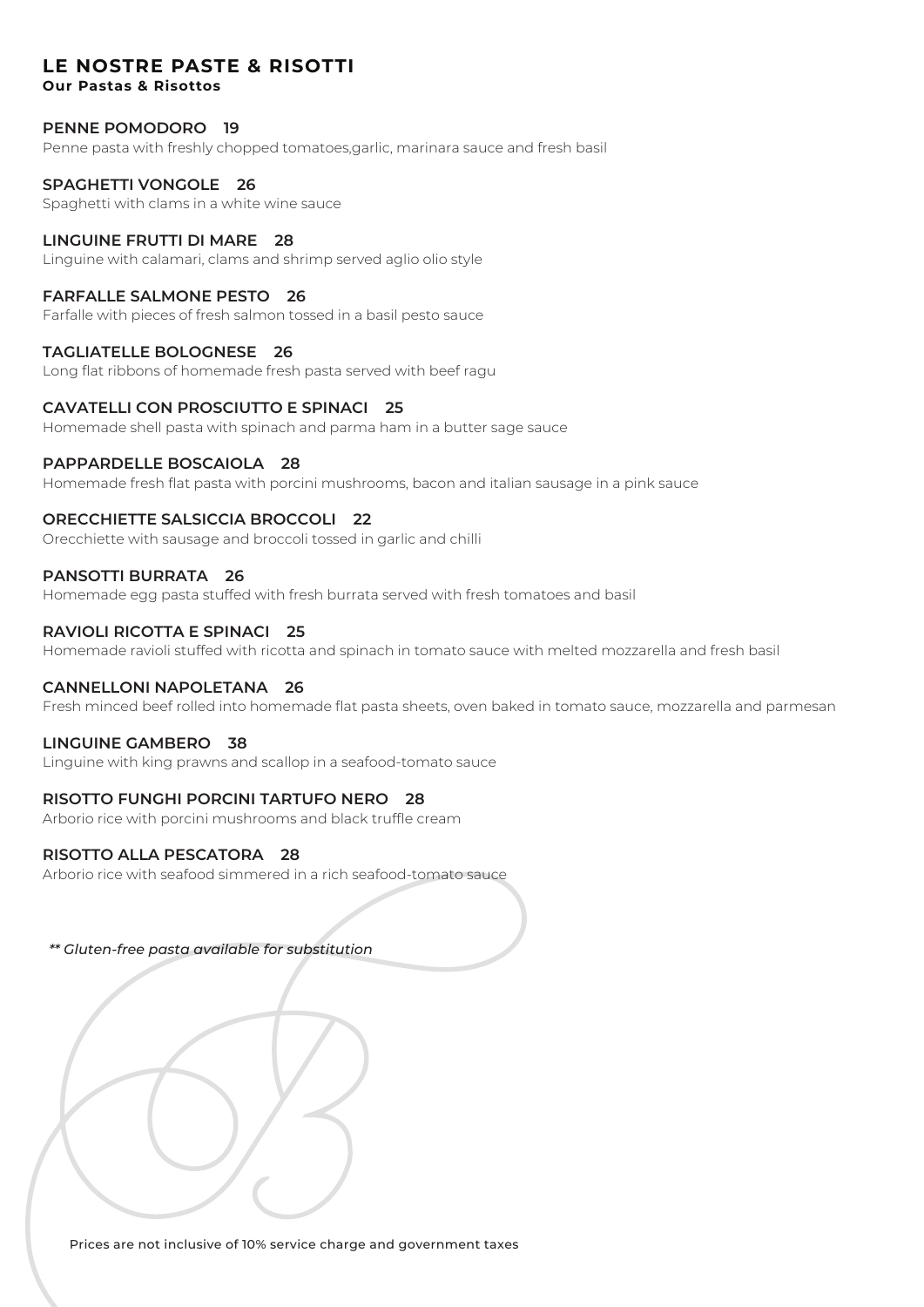## LE NOSTRE PASTE & RISOTTI

**Our Pastas & Risottos**

**PENNE POMODORO 19**
Penne pasta with freshly chopped tomatoes,garlic, marinara sauce and fresh basil

**SPAGHETTI VONGOLE 26**
Spaghetti with clams in a white wine sauce

**LINGUINE FRUTTI DI MARE 28**
Linguine with calamari, clams and shrimp served aglio olio style

**FARFALLE SALMONE PESTO 26**
Farfalle with pieces of fresh salmon tossed in a basil pesto sauce

**TAGLIATELLE BOLOGNESE 26**
Long flat ribbons of homemade fresh pasta served with beef ragu

**CAVATELLI CON PROSCIUTTO E SPINACI 25**
Homemade shell pasta with spinach and parma ham in a butter sage sauce

**PAPPARDELLE BOSCAIOLA 28**
Homemade fresh flat pasta with porcini mushrooms, bacon and italian sausage in a pink sauce

**ORECCHIETTE SALSICCIA BROCCOLI 22**
Orecchiette with sausage and broccoli tossed in garlic and chilli

**PANSOTTI BURRATA 26**
Homemade egg pasta stuffed with fresh burrata served with fresh tomatoes and basil

**RAVIOLI RICOTTA E SPINACI 25**
Homemade ravioli stuffed with ricotta and spinach in tomato sauce with melted mozzarella and fresh basil

**CANNELLONI NAPOLETANA 26**
Fresh minced beef rolled into homemade flat pasta sheets, oven baked in tomato sauce, mozzarella and parmesan

**LINGUINE GAMBERO 38**
Linguine with king prawns and scallop in a seafood-tomato sauce

**RISOTTO FUNGHI PORCINI TARTUFO NERO 28**
Arborio rice with porcini mushrooms and black truffle cream

**RISOTTO ALLA PESCATORA 28**
Arborio rice with seafood simmered in a rich seafood-tomato sauce

*** Gluten-free pasta available for substitution*

Prices are not inclusive of 10% service charge and government taxes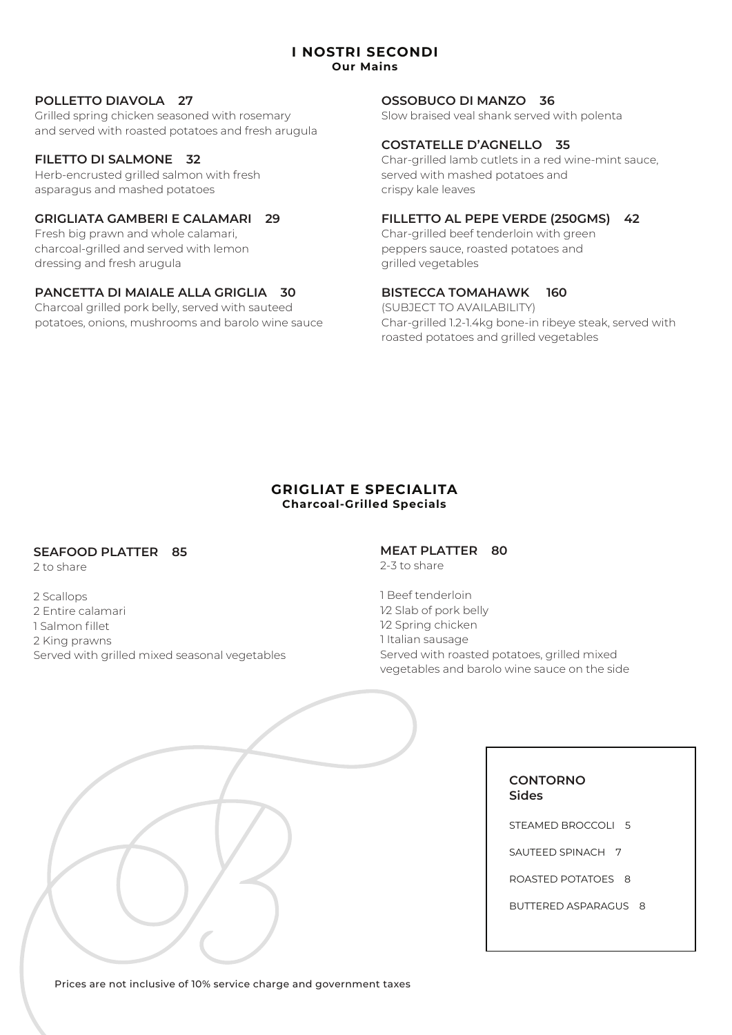## I NOSTRI SECONDI
**Our Mains**

### POLLETTO DIAVOLA 27
Grilled spring chicken seasoned with rosemary and served with roasted potatoes and fresh arugula

### FILETTO DI SALMONE 32
Herb-encrusted grilled salmon with fresh asparagus and mashed potatoes

### GRIGLIATA GAMBERI E CALAMARI 29
Fresh big prawn and whole calamari, charcoal-grilled and served with lemon dressing and fresh arugula

### PANCETTA DI MAIALE ALLA GRIGLIA 30
Charcoal grilled pork belly, served with sauteed potatoes, onions, mushrooms and barolo wine sauce

### OSSOBUCO DI MANZO 36
Slow braised veal shank served with polenta

### COSTATELLE D'AGNELLO 35
Char-grilled lamb cutlets in a red wine-mint sauce, served with mashed potatoes and crispy kale leaves

### FILLETTO AL PEPE VERDE (250GMS) 42
Char-grilled beef tenderloin with green peppers sauce, roasted potatoes and grilled vegetables

### BISTECCA TOMAHAWK 160
(SUBJECT TO AVAILABILITY)
Char-grilled 1.2-1.4kg bone-in ribeye steak, served with roasted potatoes and grilled vegetables

## GRIGLIAT E SPECIALITA
**Charcoal-Grilled Specials**

### SEAFOOD PLATTER 85
2 to share

2 Scallops
2 Entire calamari
1 Salmon fillet
2 King prawns
Served with grilled mixed seasonal vegetables

### MEAT PLATTER 80
2-3 to share

1 Beef tenderloin
1/2 Slab of pork belly
1/2 Spring chicken
1 Italian sausage
Served with roasted potatoes, grilled mixed vegetables and barolo wine sauce on the side

### CONTORNO
**Sides**

STEAMED BROCCOLI 5

SAUTEED SPINACH 7

ROASTED POTATOES 8

BUTTERED ASPARAGUS 8

Prices are not inclusive of 10% service charge and government taxes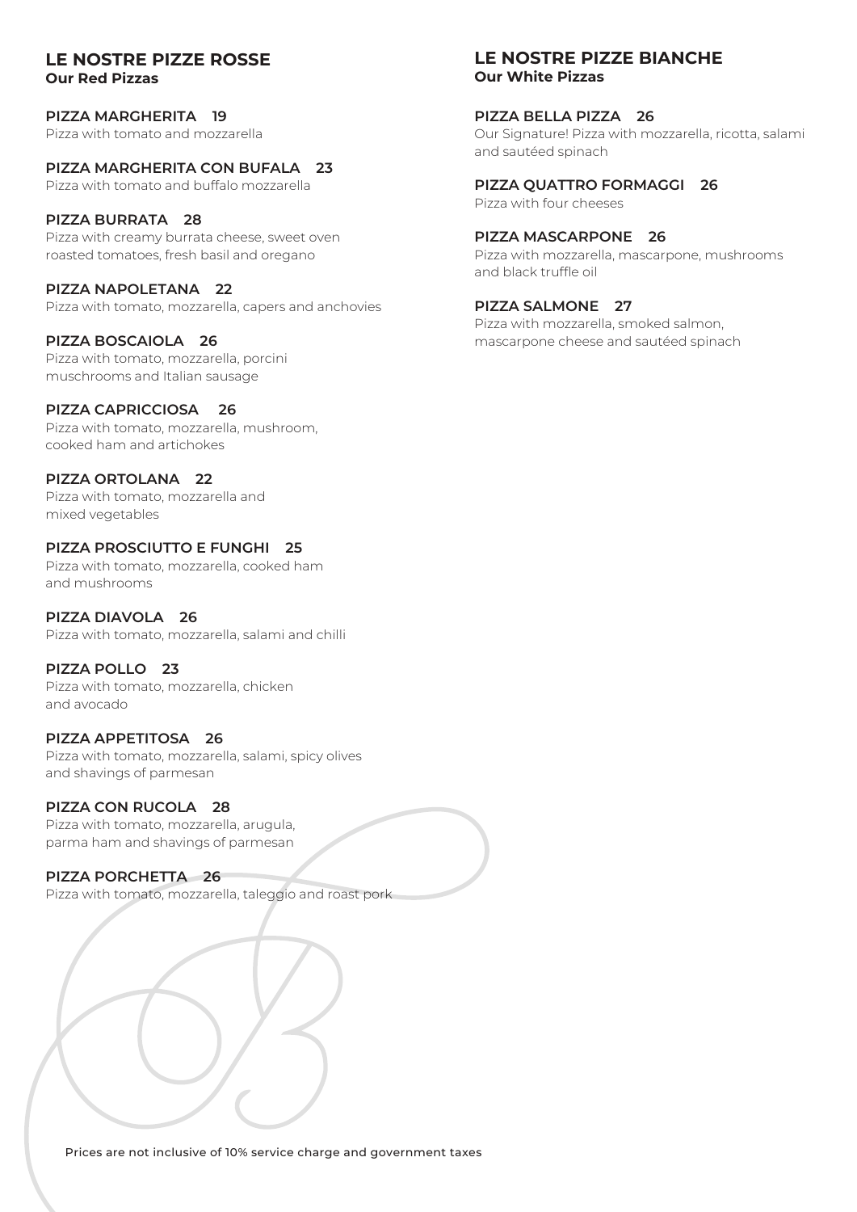## LE NOSTRE PIZZE ROSSE
**Our Red Pizzas**

**PIZZA MARGHERITA 19**
Pizza with tomato and mozzarella

**PIZZA MARGHERITA CON BUFALA 23**
Pizza with tomato and buffalo mozzarella

**PIZZA BURRATA 28**
Pizza with creamy burrata cheese, sweet oven roasted tomatoes, fresh basil and oregano

**PIZZA NAPOLETANA 22**
Pizza with tomato, mozzarella, capers and anchovies

**PIZZA BOSCAIOLA 26**
Pizza with tomato, mozzarella, porcini muschrooms and Italian sausage

**PIZZA CAPRICCIOSA 26**
Pizza with tomato, mozzarella, mushroom, cooked ham and artichokes

**PIZZA ORTOLANA 22**
Pizza with tomato, mozzarella and mixed vegetables

**PIZZA PROSCIUTTO E FUNGHI 25**
Pizza with tomato, mozzarella, cooked ham and mushrooms

**PIZZA DIAVOLA 26**
Pizza with tomato, mozzarella, salami and chilli

**PIZZA POLLO 23**
Pizza with tomato, mozzarella, chicken and avocado

**PIZZA APPETITOSA 26**
Pizza with tomato, mozzarella, salami, spicy olives and shavings of parmesan

**PIZZA CON RUCOLA 28**
Pizza with tomato, mozzarella, arugula, parma ham and shavings of parmesan

**PIZZA PORCHETTA 26**
Pizza with tomato, mozzarella, taleggio and roast pork

## LE NOSTRE PIZZE BIANCHE
**Our White Pizzas**

**PIZZA BELLA PIZZA 26**
Our Signature! Pizza with mozzarella, ricotta, salami and sautéed spinach

**PIZZA QUATTRO FORMAGGI 26**
Pizza with four cheeses

**PIZZA MASCARPONE 26**
Pizza with mozzarella, mascarpone, mushrooms and black truffle oil

**PIZZA SALMONE 27**
Pizza with mozzarella, smoked salmon, mascarpone cheese and sautéed spinach

Prices are not inclusive of 10% service charge and government taxes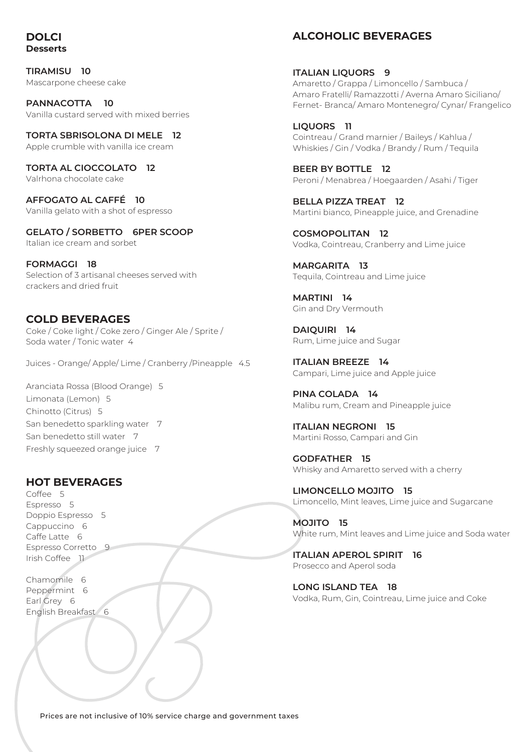## DOLCI
### Desserts

**TIRAMISU 10**
Mascarpone cheese cake

**PANNACOTTA 10**
Vanilla custard served with mixed berries

**TORTA SBRISOLONA DI MELE 12**
Apple crumble with vanilla ice cream

**TORTA AL CIOCCOLATO 12**
Valrhona chocolate cake

**AFFOGATO AL CAFFÉ 10**
Vanilla gelato with a shot of espresso

**GELATO / SORBETTO 6PER SCOOP**
Italian ice cream and sorbet

**FORMAGGI 18**
Selection of 3 artisanal cheeses served with crackers and dried fruit

## COLD BEVERAGES

Coke / Coke light / Coke zero / Ginger Ale / Sprite / Soda water / Tonic water 4

Juices - Orange/ Apple/ Lime / Cranberry /Pineapple 4.5

Aranciata Rossa (Blood Orange) 5
Limonata (Lemon) 5
Chinotto (Citrus) 5
San benedetto sparkling water 7
San benedetto still water 7
Freshly squeezed orange juice 7

## HOT BEVERAGES

Coffee 5
Espresso 5
Doppio Espresso 5
Cappuccino 6
Caffe Latte 6
Espresso Corretto 9
Irish Coffee 11

Chamomile 6
Peppermint 6
Earl Grey 6
English Breakfast 6

## ALCOHOLIC BEVERAGES

**ITALIAN LIQUORS 9**
Amaretto / Grappa / Limoncello / Sambuca / Amaro Fratelli/ Ramazzotti / Averna Amaro Siciliano/ Fernet- Branca/ Amaro Montenegro/ Cynar/ Frangelico

**LIQUORS 11**
Cointreau / Grand marnier / Baileys / Kahlua / Whiskies / Gin / Vodka / Brandy / Rum / Tequila

**BEER BY BOTTLE 12**
Peroni / Menabrea / Hoegaarden / Asahi / Tiger

**BELLA PIZZA TREAT 12**
Martini bianco, Pineapple juice, and Grenadine

**COSMOPOLITAN 12**
Vodka, Cointreau, Cranberry and Lime juice

**MARGARITA 13**
Tequila, Cointreau and Lime juice

**MARTINI 14**
Gin and Dry Vermouth

**DAIQUIRI 14**
Rum, Lime juice and Sugar

**ITALIAN BREEZE 14**
Campari, Lime juice and Apple juice

**PINA COLADA 14**
Malibu rum, Cream and Pineapple juice

**ITALIAN NEGRONI 15**
Martini Rosso, Campari and Gin

**GODFATHER 15**
Whisky and Amaretto served with a cherry

**LIMONCELLO MOJITO 15**
Limoncello, Mint leaves, Lime juice and Sugarcane

**MOJITO 15**
White rum, Mint leaves and Lime juice and Soda water

**ITALIAN APEROL SPIRIT 16**
Prosecco and Aperol soda

**LONG ISLAND TEA 18**
Vodka, Rum, Gin, Cointreau, Lime juice and Coke

Prices are not inclusive of 10% service charge and government taxes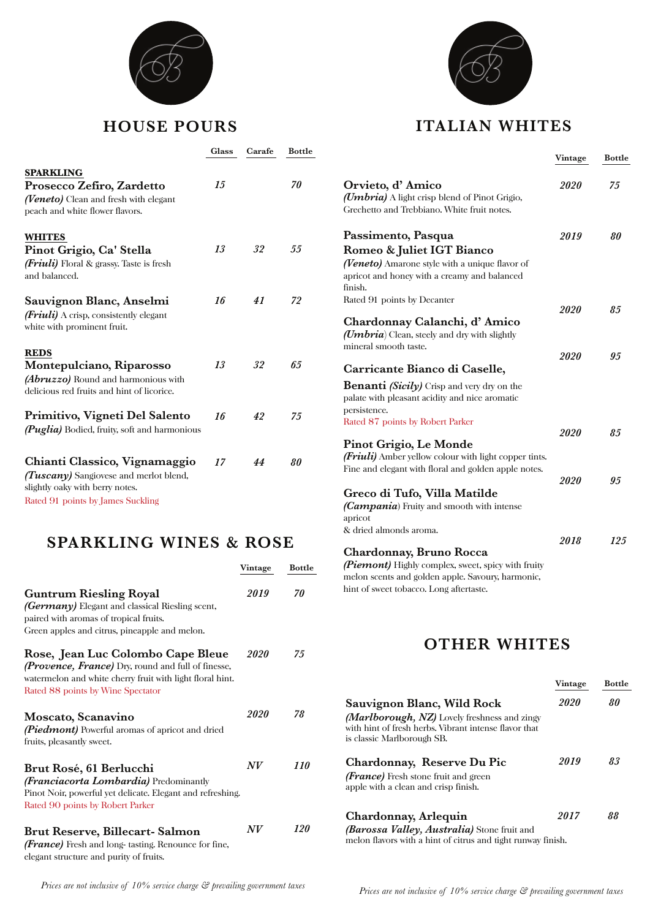## HOUSE POURS

| | Glass | Carafe | Bottle |
|---|---|---|---|
| **SPARKLING** | | | |
| **Prosecco Zefiro, Zardetto**<br>***(Veneto)*** Clean and fresh with elegant peach and white flower flavors. | *15* | | *70* |
| **WHITES** | | | |
| **Pinot Grigio, Ca' Stella**<br>***(Friuli)*** Floral & grassy. Taste is fresh and balanced. | *13* | *32* | *55* |
| **Sauvignon Blanc, Anselmi**<br>***(Friuli)*** A crisp, consistently elegant white with prominent fruit. | *16* | *41* | *72* |
| **REDS** | | | |
| **Montepulciano, Riparosso**<br>***(Abruzzo)*** Round and harmonious with delicious red fruits and hint of licorice. | *13* | *32* | *65* |
| **Primitivo, Vigneti Del Salento**<br>***(Puglia)*** Bodied, fruity, soft and harmonious | *16* | *42* | *75* |
| **Chianti Classico, Vignamaggio**<br>***(Tuscany)*** Sangiovese and merlot blend, slightly oaky with berry notes.<br>Rated 91 points by James Suckling | *17* | *44* | *80* |

## SPARKLING WINES & ROSE

| | Vintage | Bottle |
|---|---|---|
| **Guntrum Riesling Royal**<br>***(Germany)*** Elegant and classical Riesling scent, paired with aromas of tropical fruits. Green apples and citrus, pineapple and melon. | *2019* | *70* |
| **Rose, Jean Luc Colombo Cape Bleue**<br>***(Provence, France)*** Dry, round and full of finesse, watermelon and white cherry fruit with light floral hint.<br>Rated 88 points by Wine Spectator | *2020* | *75* |
| **Moscato, Scanavino**<br>***(Piedmont)*** Powerful aromas of apricot and dried fruits, pleasantly sweet. | *2020* | *78* |
| **Brut Rosé, 61 Berlucchi**<br>***(Franciacorta Lombardia)*** Predominantly Pinot Noir, powerful yet delicate. Elegant and refreshing.<br>Rated 90 points by Robert Parker | *NV* | *110* |
| **Brut Reserve, Billecart- Salmon**<br>***(France)*** Fresh and long- tasting. Renounce for fine, elegant structure and purity of fruits. | *NV* | *120* |

*Prices are not inclusive of 10% service charge & prevailing government taxes*

## ITALIAN WHITES

| | Vintage | Bottle |
|---|---|---|
| **Orvieto, d' Amico**<br>***(Umbria)*** A light crisp blend of Pinot Grigio, Grechetto and Trebbiano. White fruit notes. | *2020* | *75* |
| **Passimento, Pasqua Romeo & Juliet IGT Bianco**<br>***(Veneto)*** Amarone style with a unique flavor of apricot and honey with a creamy and balanced finish.<br>Rated 91 points by Decanter | *2019* | *80* |
| **Chardonnay Calanchi, d' Amico**<br>***(Umbria)*** Clean, steely and dry with slightly mineral smooth taste. | *2020* | *85* |
| **Carricante Bianco di Caselle, Benanti** ***(Sicily)*** Crisp and very dry on the palate with pleasant acidity and nice aromatic persistence.<br>Rated 87 points by Robert Parker | *2020* | *95* |
| **Pinot Grigio, Le Monde**<br>***(Friuli)*** Amber yellow colour with light copper tints. Fine and elegant with floral and golden apple notes. | *2020* | *85* |
| **Greco di Tufo, Villa Matilde**<br>***(Campania)*** Fruity and smooth with intense apricot & dried almonds aroma. | *2020* | *95* |
| **Chardonnay, Bruno Rocca**<br>***(Piemont)*** Highly complex, sweet, spicy with fruity melon scents and golden apple. Savoury, harmonic, hint of sweet tobacco. Long aftertaste. | *2018* | *125* |

## OTHER WHITES

| | Vintage | Bottle |
|---|---|---|
| **Sauvignon Blanc, Wild Rock**<br>***(Marlborough, NZ)*** Lovely freshness and zingy with hint of fresh herbs. Vibrant intense flavor that is classic Marlborough SB. | *2020* | *80* |
| **Chardonnay, Reserve Du Pic**<br>***(France)*** Fresh stone fruit and green apple with a clean and crisp finish. | *2019* | *83* |
| **Chardonnay, Arlequin**<br>***(Barossa Valley, Australia)*** Stone fruit and melon flavors with a hint of citrus and tight runway finish. | *2017* | *88* |

*Prices are not inclusive of 10% service charge & prevailing government taxes*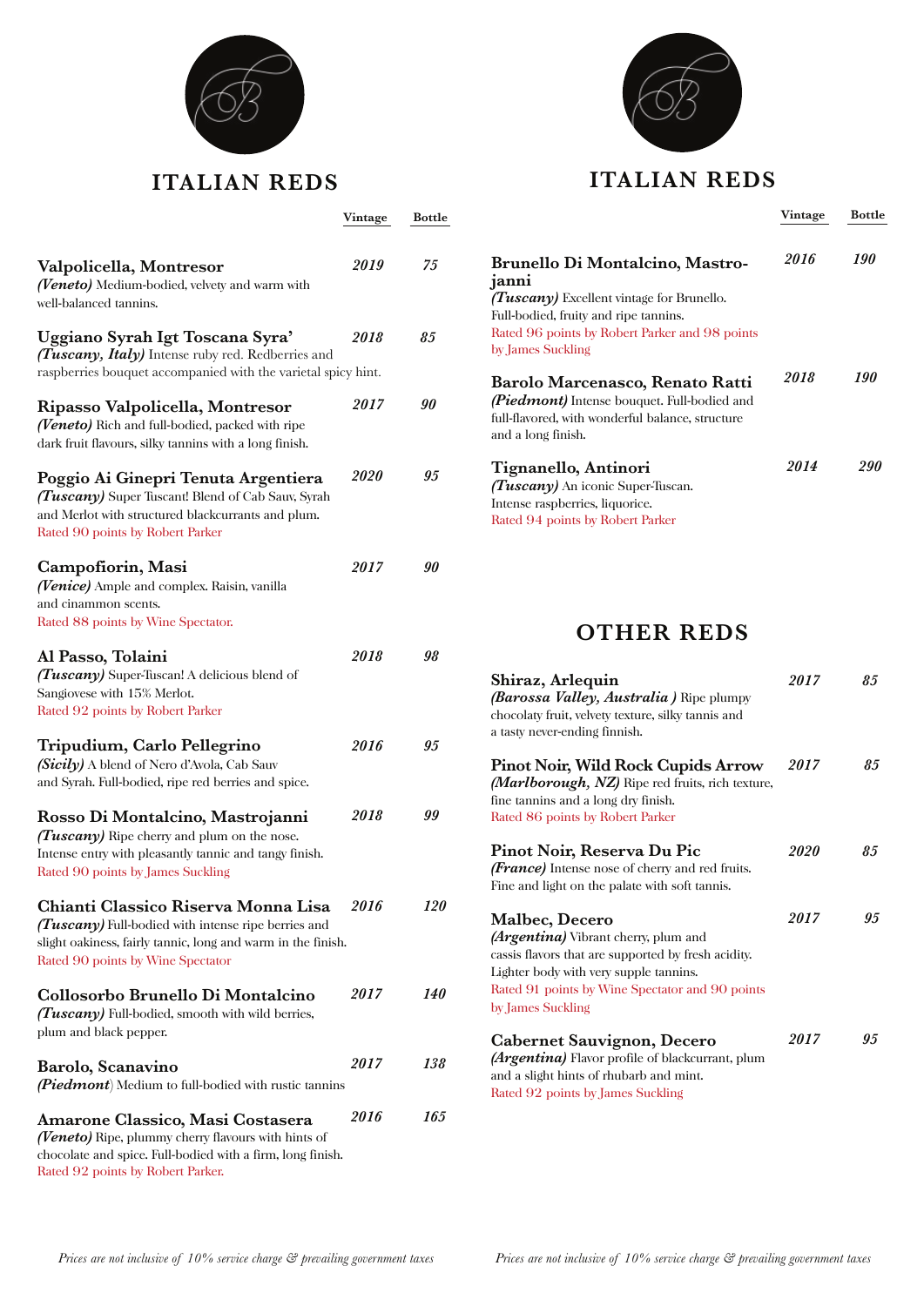## ITALIAN REDS

| | Vintage | Bottle |
|---|---|---|
| **Valpolicella, Montresor**<br>***(Veneto)*** Medium-bodied, velvety and warm with well-balanced tannins. | *2019* | *75* |
| **Uggiano Syrah Igt Toscana Syra'**<br>***(Tuscany, Italy)*** Intense ruby red. Redberries and raspberries bouquet accompanied with the varietal spicy hint. | *2018* | *85* |
| **Ripasso Valpolicella, Montresor**<br>***(Veneto)*** Rich and full-bodied, packed with ripe dark fruit flavours, silky tannins with a long finish. | *2017* | *90* |
| **Poggio Ai Ginepri Tenuta Argentiera**<br>***(Tuscany)*** Super Tuscant! Blend of Cab Sauv, Syrah and Merlot with structured blackcurrants and plum.<br>Rated 90 points by Robert Parker | *2020* | *95* |
| **Campofiorin, Masi**<br>***(Venice)*** Ample and complex. Raisin, vanilla and cinammon scents.<br>Rated 88 points by Wine Spectator. | *2017* | *90* |
| **Al Passo, Tolaini**<br>***(Tuscany)*** Super-Tuscan! A delicious blend of Sangiovese with 15% Merlot.<br>Rated 92 points by Robert Parker | *2018* | *98* |
| **Tripudium, Carlo Pellegrino**<br>***(Sicily)*** A blend of Nero d'Avola, Cab Sauv and Syrah. Full-bodied, ripe red berries and spice. | *2016* | *95* |
| **Rosso Di Montalcino, Mastrojanni**<br>***(Tuscany)*** Ripe cherry and plum on the nose. Intense entry with pleasantly tannic and tangy finish.<br>Rated 90 points by James Suckling | *2018* | *99* |
| **Chianti Classico Riserva Monna Lisa**<br>***(Tuscany)*** Full-bodied with intense ripe berries and slight oakiness, fairly tannic, long and warm in the finish.<br>Rated 90 points by Wine Spectator | *2016* | *120* |
| **Collosorbo Brunello Di Montalcino**<br>***(Tuscany)*** Full-bodied, smooth with wild berries, plum and black pepper. | *2017* | *140* |
| **Barolo, Scanavino**<br>***(Piedmont)*** Medium to full-bodied with rustic tannins | *2017* | *138* |
| **Amarone Classico, Masi Costasera**<br>***(Veneto)*** Ripe, plummy cherry flavours with hints of chocolate and spice. Full-bodied with a firm, long finish.<br>Rated 92 points by Robert Parker. | *2016* | *165* |

*Prices are not inclusive of 10% service charge & prevailing government taxes*

## ITALIAN REDS

| | Vintage | Bottle |
|---|---|---|
| **Brunello Di Montalcino, Mastro-janni**<br>***(Tuscany)*** Excellent vintage for Brunello. Full-bodied, fruity and ripe tannins.<br>Rated 96 points by Robert Parker and 98 points by James Suckling | *2016* | *190* |
| **Barolo Marcenasco, Renato Ratti**<br>***(Piedmont)*** Intense bouquet. Full-bodied and full-flavored, with wonderful balance, structure and a long finish. | *2018* | *190* |
| **Tignanello, Antinori**<br>***(Tuscany)*** An iconic Super-Tuscan. Intense raspberries, liquorice.<br>Rated 94 points by Robert Parker | *2014* | *290* |

## OTHER REDS

| | Vintage | Bottle |
|---|---|---|
| **Shiraz, Arlequin**<br>***(Barossa Valley, Australia )*** Ripe plumpy chocolaty fruit, velvety texture, silky tannis and a tasty never-ending finnish. | *2017* | *85* |
| **Pinot Noir, Wild Rock Cupids Arrow**<br>***(Marlborough, NZ)*** Ripe red fruits, rich texture, fine tannins and a long dry finish.<br>Rated 86 points by Robert Parker | *2017* | *85* |
| **Pinot Noir, Reserva Du Pic**<br>***(France)*** Intense nose of cherry and red fruits. Fine and light on the palate with soft tannis. | *2020* | *85* |
| **Malbec, Decero**<br>***(Argentina)*** Vibrant cherry, plum and cassis flavors that are supported by fresh acidity. Lighter body with very supple tannins.<br>Rated 91 points by Wine Spectator and 90 points by James Suckling | *2017* | *95* |
| **Cabernet Sauvignon, Decero**<br>***(Argentina)*** Flavor profile of blackcurrant, plum and a slight hints of rhubarb and mint.<br>Rated 92 points by James Suckling | *2017* | *95* |

*Prices are not inclusive of 10% service charge & prevailing government taxes*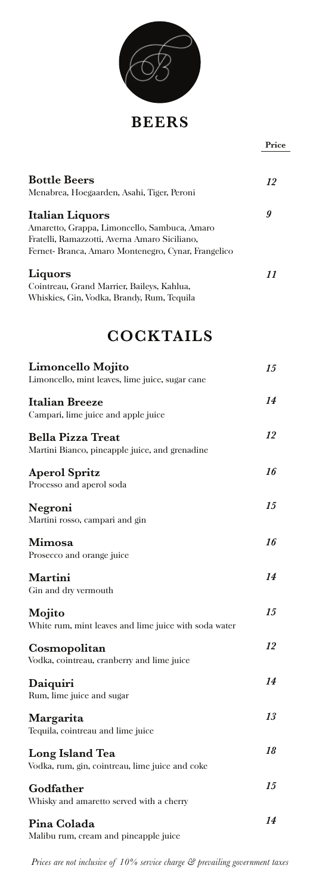# BEERS

| | Price |
|---|---|
| **Bottle Beers**<br>Menabrea, Hoegaarden, Asahi, Tiger, Peroni | *12* |
| **Italian Liquors**<br>Amaretto, Grappa, Limoncello, Sambuca, Amaro Fratelli, Ramazzotti, Averna Amaro Siciliano, Fernet- Branca, Amaro Montenegro, Cynar, Frangelico | *9* |
| **Liquors**<br>Cointreau, Grand Marrier, Baileys, Kahlua, Whiskies, Gin, Vodka, Brandy, Rum, Tequila | *11* |

# COCKTAILS

| | |
|---|---|
| **Limoncello Mojito**<br>Limoncello, mint leaves, lime juice, sugar cane | *15* |
| **Italian Breeze**<br>Campari, lime juice and apple juice | *14* |
| **Bella Pizza Treat**<br>Martini Bianco, pineapple juice, and grenadine | *12* |
| **Aperol Spritz**<br>Processo and aperol soda | *16* |
| **Negroni**<br>Martini rosso, campari and gin | *15* |
| **Mimosa**<br>Prosecco and orange juice | *16* |
| **Martini**<br>Gin and dry vermouth | *14* |
| **Mojito**<br>White rum, mint leaves and lime juice with soda water | *15* |
| **Cosmopolitan**<br>Vodka, cointreau, cranberry and lime juice | *12* |
| **Daiquiri**<br>Rum, lime juice and sugar | *14* |
| **Margarita**<br>Tequila, cointreau and lime juice | *13* |
| **Long Island Tea**<br>Vodka, rum, gin, cointreau, lime juice and coke | *18* |
| **Godfather**<br>Whisky and amaretto served with a cherry | *15* |
| **Pina Colada**<br>Malibu rum, cream and pineapple juice | *14* |

*Prices are not inclusive of 10% service charge & prevailing government taxes*